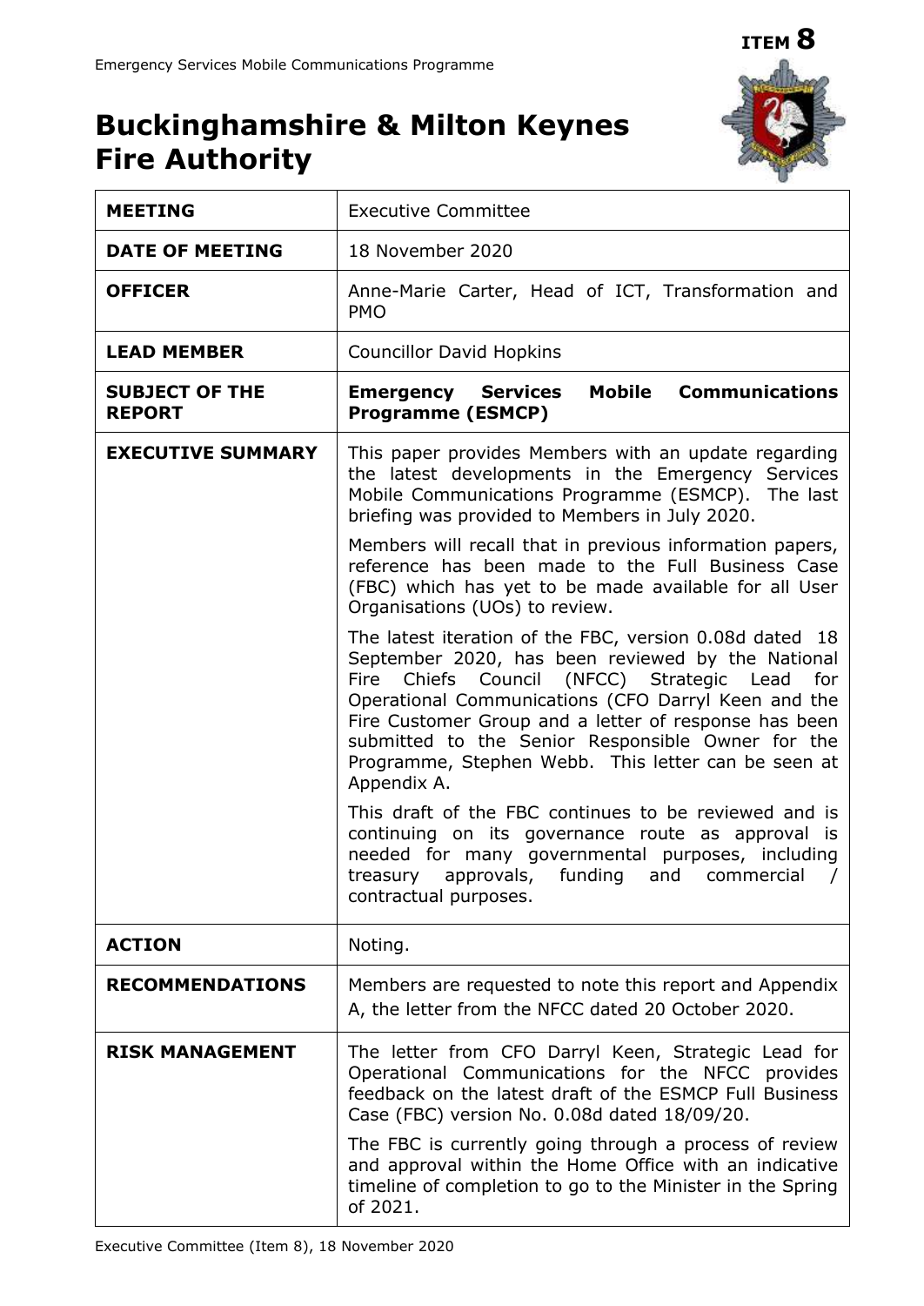**ITEM 8**

# Buckinghamshire & Milton Keynes Fire Authority

| | |
|---|---|
| **MEETING** | Executive Committee |
| **DATE OF MEETING** | 18 November 2020 |
| **OFFICER** | Anne-Marie Carter, Head of ICT, Transformation and PMO |
| **LEAD MEMBER** | Councillor David Hopkins |
| **SUBJECT OF THE REPORT** | **Emergency Services Mobile Communications Programme (ESMCP)** |
| **EXECUTIVE SUMMARY** | This paper provides Members with an update regarding the latest developments in the Emergency Services Mobile Communications Programme (ESMCP). The last briefing was provided to Members in July 2020.<br><br>Members will recall that in previous information papers, reference has been made to the Full Business Case (FBC) which has yet to be made available for all User Organisations (UOs) to review.<br><br>The latest iteration of the FBC, version 0.08d dated 18 September 2020, has been reviewed by the National Fire Chiefs Council (NFCC) Strategic Lead for Operational Communications (CFO Darryl Keen and the Fire Customer Group and a letter of response has been submitted to the Senior Responsible Owner for the Programme, Stephen Webb. This letter can be seen at Appendix A.<br><br>This draft of the FBC continues to be reviewed and is continuing on its governance route as approval is needed for many governmental purposes, including treasury approvals, funding and commercial / contractual purposes. |
| **ACTION** | Noting. |
| **RECOMMENDATIONS** | Members are requested to note this report and Appendix A, the letter from the NFCC dated 20 October 2020. |
| **RISK MANAGEMENT** | The letter from CFO Darryl Keen, Strategic Lead for Operational Communications for the NFCC provides feedback on the latest draft of the ESMCP Full Business Case (FBC) version No. 0.08d dated 18/09/20.<br><br>The FBC is currently going through a process of review and approval within the Home Office with an indicative timeline of completion to go to the Minister in the Spring of 2021. |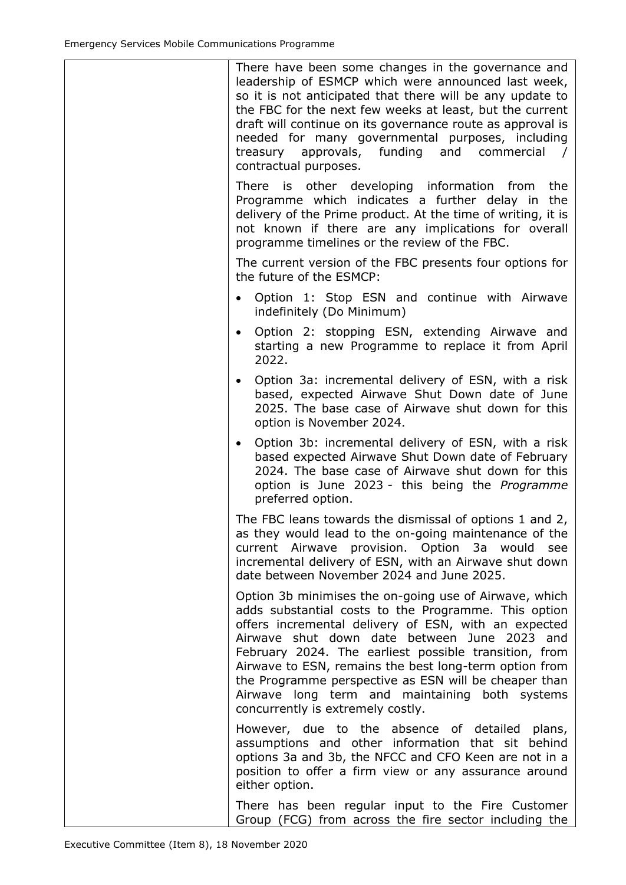| | |
|---|---|
| | There have been some changes in the governance and leadership of ESMCP which were announced last week, so it is not anticipated that there will be any update to the FBC for the next few weeks at least, but the current draft will continue on its governance route as approval is needed for many governmental purposes, including treasury approvals, funding and commercial / contractual purposes.<br><br>There is other developing information from the Programme which indicates a further delay in the delivery of the Prime product. At the time of writing, it is not known if there are any implications for overall programme timelines or the review of the FBC.<br><br>The current version of the FBC presents four options for the future of the ESMCP:<br><br>• Option 1: Stop ESN and continue with Airwave indefinitely (Do Minimum)<br>• Option 2: stopping ESN, extending Airwave and starting a new Programme to replace it from April 2022.<br>• Option 3a: incremental delivery of ESN, with a risk based, expected Airwave Shut Down date of June 2025. The base case of Airwave shut down for this option is November 2024.<br>• Option 3b: incremental delivery of ESN, with a risk based expected Airwave Shut Down date of February 2024. The base case of Airwave shut down for this option is June 2023 - this being the *Programme* preferred option.<br><br>The FBC leans towards the dismissal of options 1 and 2, as they would lead to the on-going maintenance of the current Airwave provision. Option 3a would see incremental delivery of ESN, with an Airwave shut down date between November 2024 and June 2025.<br><br>Option 3b minimises the on-going use of Airwave, which adds substantial costs to the Programme. This option offers incremental delivery of ESN, with an expected Airwave shut down date between June 2023 and February 2024. The earliest possible transition, from Airwave to ESN, remains the best long-term option from the Programme perspective as ESN will be cheaper than Airwave long term and maintaining both systems concurrently is extremely costly.<br><br>However, due to the absence of detailed plans, assumptions and other information that sit behind options 3a and 3b, the NFCC and CFO Keen are not in a position to offer a firm view or any assurance around either option.<br><br>There has been regular input to the Fire Customer Group (FCG) from across the fire sector including the |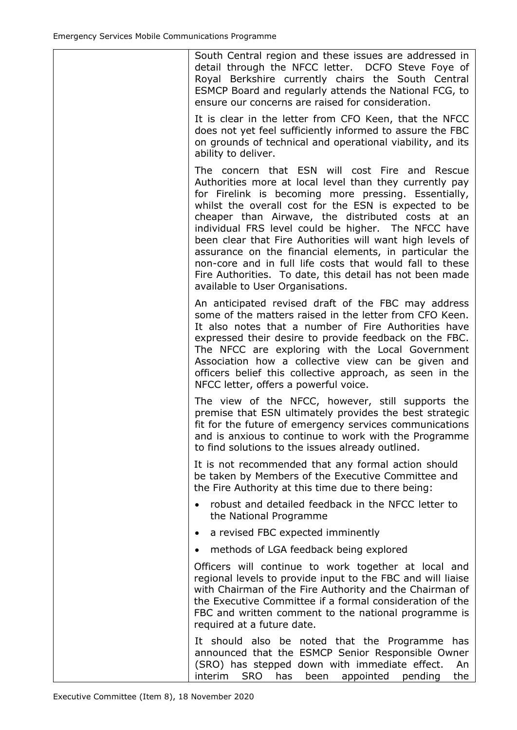| | |
|---|---|
| | South Central region and these issues are addressed in detail through the NFCC letter. DCFO Steve Foye of Royal Berkshire currently chairs the South Central ESMCP Board and regularly attends the National FCG, to ensure our concerns are raised for consideration.<br><br>It is clear in the letter from CFO Keen, that the NFCC does not yet feel sufficiently informed to assure the FBC on grounds of technical and operational viability, and its ability to deliver.<br><br>The concern that ESN will cost Fire and Rescue Authorities more at local level than they currently pay for Firelink is becoming more pressing. Essentially, whilst the overall cost for the ESN is expected to be cheaper than Airwave, the distributed costs at an individual FRS level could be higher. The NFCC have been clear that Fire Authorities will want high levels of assurance on the financial elements, in particular the non-core and in full life costs that would fall to these Fire Authorities. To date, this detail has not been made available to User Organisations.<br><br>An anticipated revised draft of the FBC may address some of the matters raised in the letter from CFO Keen. It also notes that a number of Fire Authorities have expressed their desire to provide feedback on the FBC. The NFCC are exploring with the Local Government Association how a collective view can be given and officers belief this collective approach, as seen in the NFCC letter, offers a powerful voice.<br><br>The view of the NFCC, however, still supports the premise that ESN ultimately provides the best strategic fit for the future of emergency services communications and is anxious to continue to work with the Programme to find solutions to the issues already outlined.<br><br>It is not recommended that any formal action should be taken by Members of the Executive Committee and the Fire Authority at this time due to there being:<br><br>• robust and detailed feedback in the NFCC letter to the National Programme<br>• a revised FBC expected imminently<br>• methods of LGA feedback being explored<br><br>Officers will continue to work together at local and regional levels to provide input to the FBC and will liaise with Chairman of the Fire Authority and the Chairman of the Executive Committee if a formal consideration of the FBC and written comment to the national programme is required at a future date.<br><br>It should also be noted that the Programme has announced that the ESMCP Senior Responsible Owner (SRO) has stepped down with immediate effect. An interim SRO has been appointed pending the |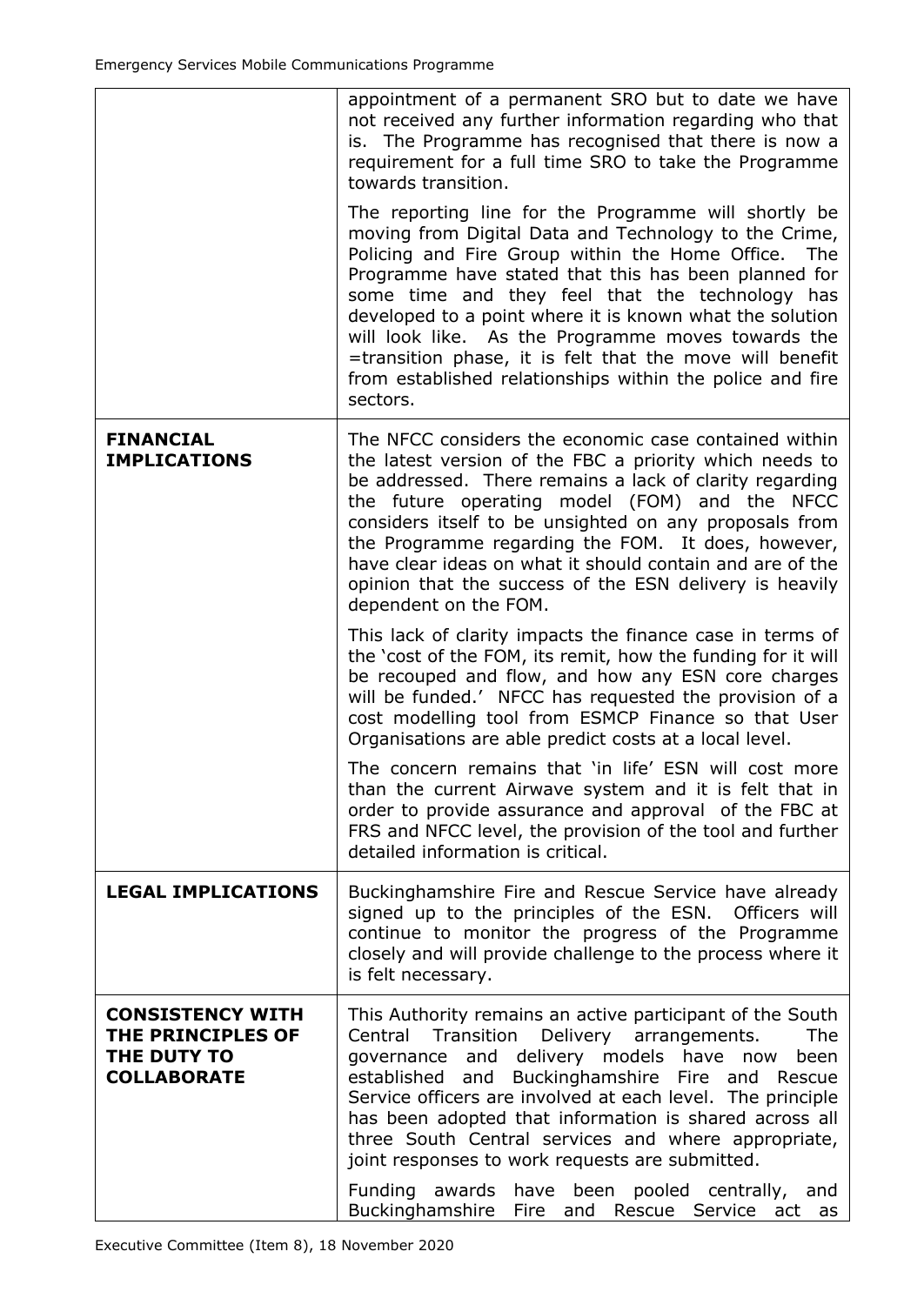| | |
|---|---|
| | appointment of a permanent SRO but to date we have not received any further information regarding who that is. The Programme has recognised that there is now a requirement for a full time SRO to take the Programme towards transition.<br><br>The reporting line for the Programme will shortly be moving from Digital Data and Technology to the Crime, Policing and Fire Group within the Home Office. The Programme have stated that this has been planned for some time and they feel that the technology has developed to a point where it is known what the solution will look like. As the Programme moves towards the =transition phase, it is felt that the move will benefit from established relationships within the police and fire sectors. |
| **FINANCIAL IMPLICATIONS** | The NFCC considers the economic case contained within the latest version of the FBC a priority which needs to be addressed. There remains a lack of clarity regarding the future operating model (FOM) and the NFCC considers itself to be unsighted on any proposals from the Programme regarding the FOM. It does, however, have clear ideas on what it should contain and are of the opinion that the success of the ESN delivery is heavily dependent on the FOM.<br><br>This lack of clarity impacts the finance case in terms of the 'cost of the FOM, its remit, how the funding for it will be recouped and flow, and how any ESN core charges will be funded.' NFCC has requested the provision of a cost modelling tool from ESMCP Finance so that User Organisations are able predict costs at a local level.<br><br>The concern remains that 'in life' ESN will cost more than the current Airwave system and it is felt that in order to provide assurance and approval of the FBC at FRS and NFCC level, the provision of the tool and further detailed information is critical. |
| **LEGAL IMPLICATIONS** | Buckinghamshire Fire and Rescue Service have already signed up to the principles of the ESN. Officers will continue to monitor the progress of the Programme closely and will provide challenge to the process where it is felt necessary. |
| **CONSISTENCY WITH THE PRINCIPLES OF THE DUTY TO COLLABORATE** | This Authority remains an active participant of the South Central Transition Delivery arrangements. The governance and delivery models have now been established and Buckinghamshire Fire and Rescue Service officers are involved at each level. The principle has been adopted that information is shared across all three South Central services and where appropriate, joint responses to work requests are submitted.<br><br>Funding awards have been pooled centrally, and Buckinghamshire Fire and Rescue Service act as |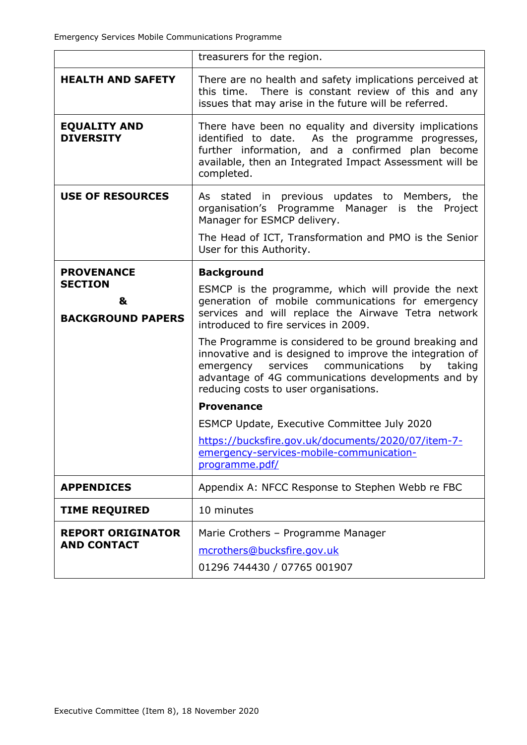| | |
|---|---|
| | treasurers for the region. |
| **HEALTH AND SAFETY** | There are no health and safety implications perceived at this time. There is constant review of this and any issues that may arise in the future will be referred. |
| **EQUALITY AND DIVERSITY** | There have been no equality and diversity implications identified to date. As the programme progresses, further information, and a confirmed plan become available, then an Integrated Impact Assessment will be completed. |
| **USE OF RESOURCES** | As stated in previous updates to Members, the organisation's Programme Manager is the Project Manager for ESMCP delivery.<br><br>The Head of ICT, Transformation and PMO is the Senior User for this Authority. |
| **PROVENANCE SECTION**<br>**&**<br>**BACKGROUND PAPERS** | **Background**<br><br>ESMCP is the programme, which will provide the next generation of mobile communications for emergency services and will replace the Airwave Tetra network introduced to fire services in 2009.<br><br>The Programme is considered to be ground breaking and innovative and is designed to improve the integration of emergency services communications by taking advantage of 4G communications developments and by reducing costs to user organisations.<br><br>**Provenance**<br><br>ESMCP Update, Executive Committee July 2020<br><br>https://bucksfire.gov.uk/documents/2020/07/item-7-emergency-services-mobile-communication-programme.pdf/ |
| **APPENDICES** | Appendix A: NFCC Response to Stephen Webb re FBC |
| **TIME REQUIRED** | 10 minutes |
| **REPORT ORIGINATOR AND CONTACT** | Marie Crothers – Programme Manager<br><br>mcrothers@bucksfire.gov.uk<br><br>01296 744430 / 07765 001907 |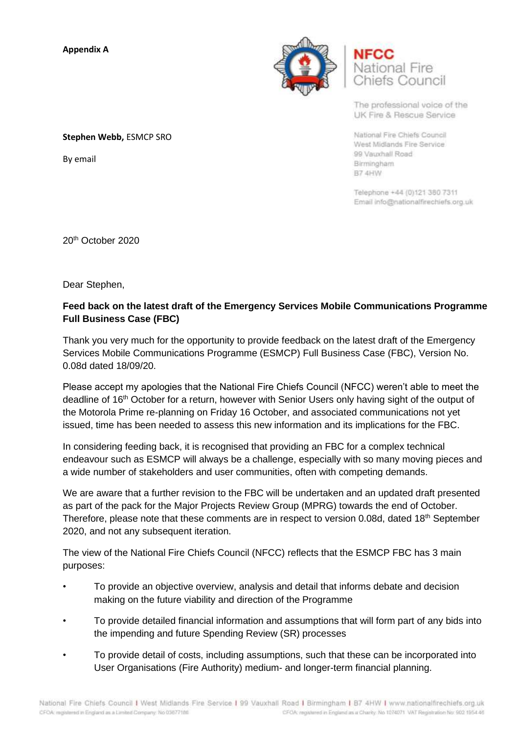**Appendix A**

**NFCC**
National Fire
Chiefs Council

The professional voice of the
UK Fire & Rescue Service

National Fire Chiefs Council
West Midlands Fire Service
99 Vauxhall Road
Birmingham
B7 4HW

Telephone +44 (0)121 380 7311
Email info@nationalfirechiefs.org.uk

**Stephen Webb,** ESMCP SRO

By email

20th October 2020

Dear Stephen,

**Feed back on the latest draft of the Emergency Services Mobile Communications Programme Full Business Case (FBC)**

Thank you very much for the opportunity to provide feedback on the latest draft of the Emergency Services Mobile Communications Programme (ESMCP) Full Business Case (FBC), Version No. 0.08d dated 18/09/20.

Please accept my apologies that the National Fire Chiefs Council (NFCC) weren't able to meet the deadline of 16th October for a return, however with Senior Users only having sight of the output of the Motorola Prime re-planning on Friday 16 October, and associated communications not yet issued, time has been needed to assess this new information and its implications for the FBC.

In considering feeding back, it is recognised that providing an FBC for a complex technical endeavour such as ESMCP will always be a challenge, especially with so many moving pieces and a wide number of stakeholders and user communities, often with competing demands.

We are aware that a further revision to the FBC will be undertaken and an updated draft presented as part of the pack for the Major Projects Review Group (MPRG) towards the end of October. Therefore, please note that these comments are in respect to version 0.08d, dated 18th September 2020, and not any subsequent iteration.

The view of the National Fire Chiefs Council (NFCC) reflects that the ESMCP FBC has 3 main purposes:

- To provide an objective overview, analysis and detail that informs debate and decision making on the future viability and direction of the Programme
- To provide detailed financial information and assumptions that will form part of any bids into the impending and future Spending Review (SR) processes
- To provide detail of costs, including assumptions, such that these can be incorporated into User Organisations (Fire Authority) medium- and longer-term financial planning.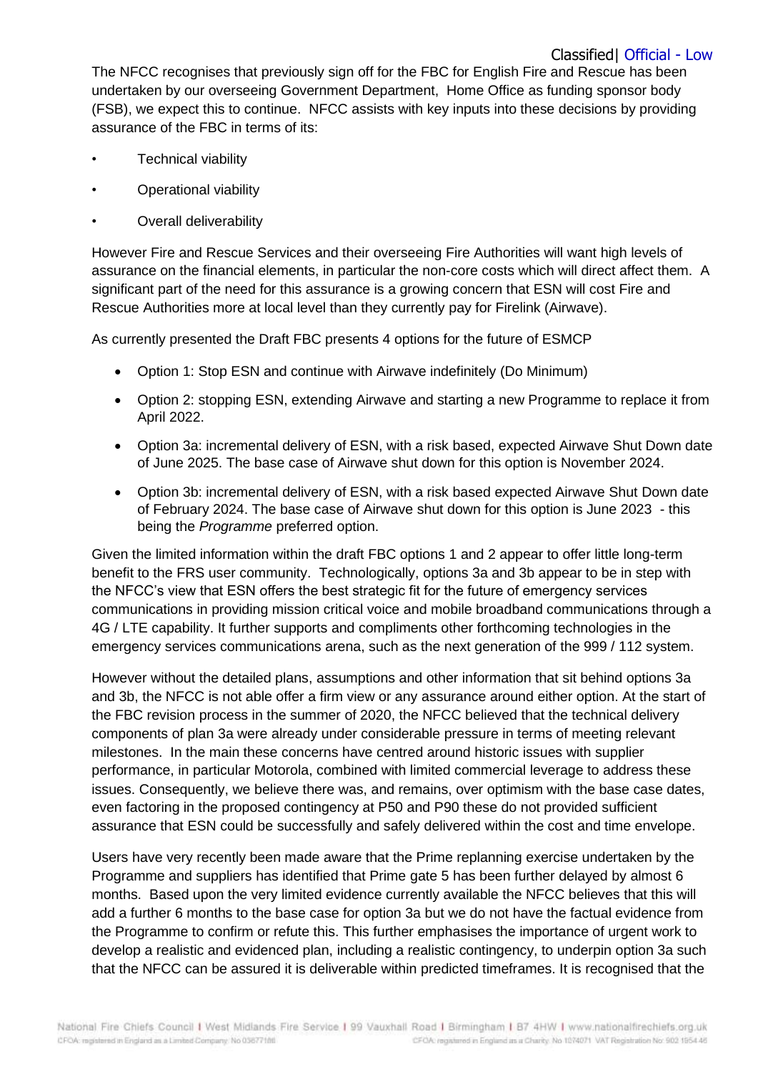The NFCC recognises that previously sign off for the FBC for English Fire and Rescue has been undertaken by our overseeing Government Department, Home Office as funding sponsor body (FSB), we expect this to continue. NFCC assists with key inputs into these decisions by providing assurance of the FBC in terms of its:

- Technical viability
- Operational viability
- Overall deliverability

However Fire and Rescue Services and their overseeing Fire Authorities will want high levels of assurance on the financial elements, in particular the non-core costs which will direct affect them. A significant part of the need for this assurance is a growing concern that ESN will cost Fire and Rescue Authorities more at local level than they currently pay for Firelink (Airwave).

As currently presented the Draft FBC presents 4 options for the future of ESMCP

- Option 1: Stop ESN and continue with Airwave indefinitely (Do Minimum)
- Option 2: stopping ESN, extending Airwave and starting a new Programme to replace it from April 2022.
- Option 3a: incremental delivery of ESN, with a risk based, expected Airwave Shut Down date of June 2025. The base case of Airwave shut down for this option is November 2024.
- Option 3b: incremental delivery of ESN, with a risk based expected Airwave Shut Down date of February 2024. The base case of Airwave shut down for this option is June 2023 - this being the *Programme* preferred option.

Given the limited information within the draft FBC options 1 and 2 appear to offer little long-term benefit to the FRS user community. Technologically, options 3a and 3b appear to be in step with the NFCC's view that ESN offers the best strategic fit for the future of emergency services communications in providing mission critical voice and mobile broadband communications through a 4G / LTE capability. It further supports and compliments other forthcoming technologies in the emergency services communications arena, such as the next generation of the 999 / 112 system.

However without the detailed plans, assumptions and other information that sit behind options 3a and 3b, the NFCC is not able offer a firm view or any assurance around either option. At the start of the FBC revision process in the summer of 2020, the NFCC believed that the technical delivery components of plan 3a were already under considerable pressure in terms of meeting relevant milestones. In the main these concerns have centred around historic issues with supplier performance, in particular Motorola, combined with limited commercial leverage to address these issues. Consequently, we believe there was, and remains, over optimism with the base case dates, even factoring in the proposed contingency at P50 and P90 these do not provided sufficient assurance that ESN could be successfully and safely delivered within the cost and time envelope.

Users have very recently been made aware that the Prime replanning exercise undertaken by the Programme and suppliers has identified that Prime gate 5 has been further delayed by almost 6 months. Based upon the very limited evidence currently available the NFCC believes that this will add a further 6 months to the base case for option 3a but we do not have the factual evidence from the Programme to confirm or refute this. This further emphasises the importance of urgent work to develop a realistic and evidenced plan, including a realistic contingency, to underpin option 3a such that the NFCC can be assured it is deliverable within predicted timeframes. It is recognised that the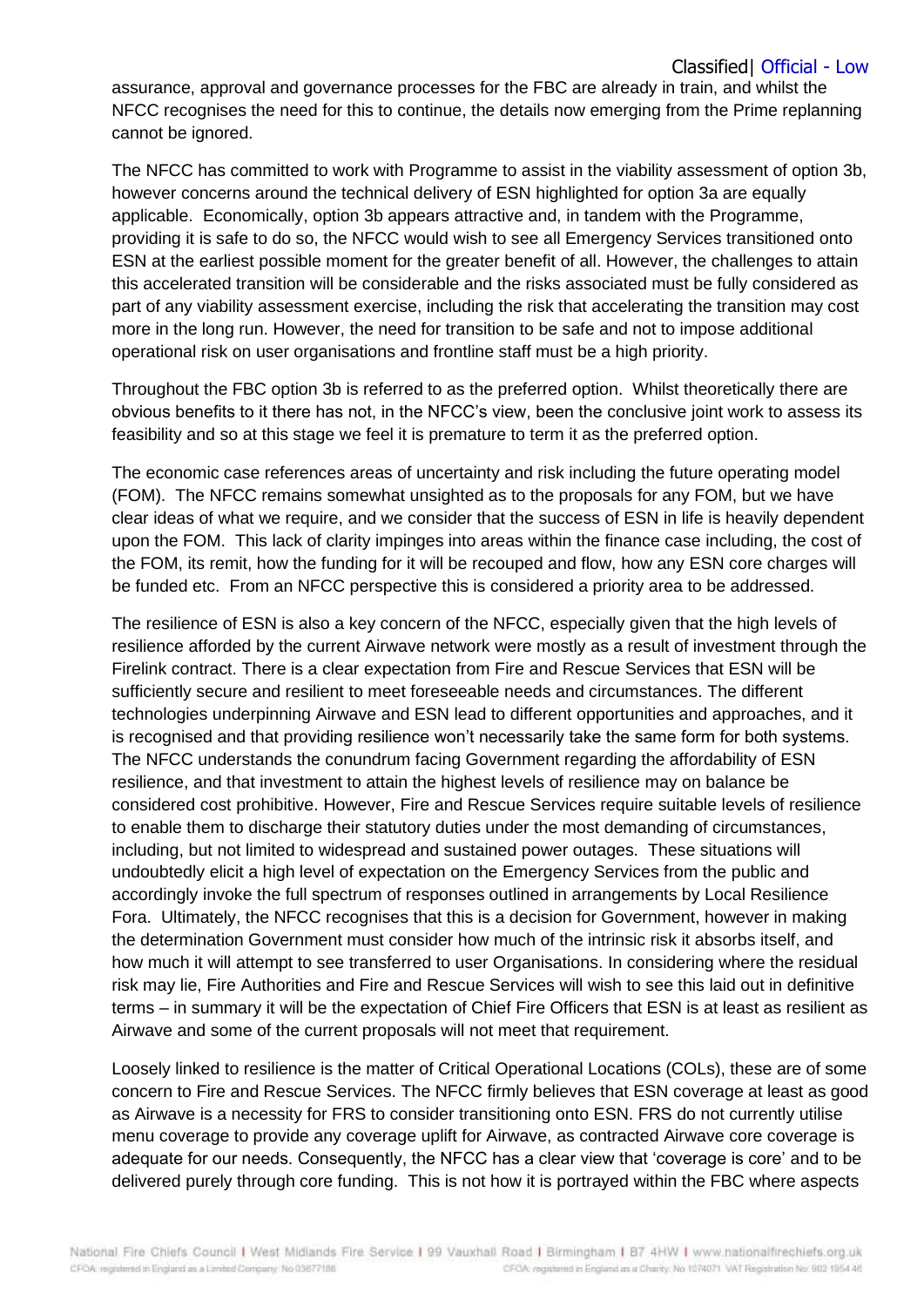assurance, approval and governance processes for the FBC are already in train, and whilst the NFCC recognises the need for this to continue, the details now emerging from the Prime replanning cannot be ignored.

The NFCC has committed to work with Programme to assist in the viability assessment of option 3b, however concerns around the technical delivery of ESN highlighted for option 3a are equally applicable. Economically, option 3b appears attractive and, in tandem with the Programme, providing it is safe to do so, the NFCC would wish to see all Emergency Services transitioned onto ESN at the earliest possible moment for the greater benefit of all. However, the challenges to attain this accelerated transition will be considerable and the risks associated must be fully considered as part of any viability assessment exercise, including the risk that accelerating the transition may cost more in the long run. However, the need for transition to be safe and not to impose additional operational risk on user organisations and frontline staff must be a high priority.

Throughout the FBC option 3b is referred to as the preferred option. Whilst theoretically there are obvious benefits to it there has not, in the NFCC's view, been the conclusive joint work to assess its feasibility and so at this stage we feel it is premature to term it as the preferred option.

The economic case references areas of uncertainty and risk including the future operating model (FOM). The NFCC remains somewhat unsighted as to the proposals for any FOM, but we have clear ideas of what we require, and we consider that the success of ESN in life is heavily dependent upon the FOM. This lack of clarity impinges into areas within the finance case including, the cost of the FOM, its remit, how the funding for it will be recouped and flow, how any ESN core charges will be funded etc. From an NFCC perspective this is considered a priority area to be addressed.

The resilience of ESN is also a key concern of the NFCC, especially given that the high levels of resilience afforded by the current Airwave network were mostly as a result of investment through the Firelink contract. There is a clear expectation from Fire and Rescue Services that ESN will be sufficiently secure and resilient to meet foreseeable needs and circumstances. The different technologies underpinning Airwave and ESN lead to different opportunities and approaches, and it is recognised and that providing resilience won't necessarily take the same form for both systems. The NFCC understands the conundrum facing Government regarding the affordability of ESN resilience, and that investment to attain the highest levels of resilience may on balance be considered cost prohibitive. However, Fire and Rescue Services require suitable levels of resilience to enable them to discharge their statutory duties under the most demanding of circumstances, including, but not limited to widespread and sustained power outages. These situations will undoubtedly elicit a high level of expectation on the Emergency Services from the public and accordingly invoke the full spectrum of responses outlined in arrangements by Local Resilience Fora. Ultimately, the NFCC recognises that this is a decision for Government, however in making the determination Government must consider how much of the intrinsic risk it absorbs itself, and how much it will attempt to see transferred to user Organisations. In considering where the residual risk may lie, Fire Authorities and Fire and Rescue Services will wish to see this laid out in definitive terms – in summary it will be the expectation of Chief Fire Officers that ESN is at least as resilient as Airwave and some of the current proposals will not meet that requirement.

Loosely linked to resilience is the matter of Critical Operational Locations (COLs), these are of some concern to Fire and Rescue Services. The NFCC firmly believes that ESN coverage at least as good as Airwave is a necessity for FRS to consider transitioning onto ESN. FRS do not currently utilise menu coverage to provide any coverage uplift for Airwave, as contracted Airwave core coverage is adequate for our needs. Consequently, the NFCC has a clear view that 'coverage is core' and to be delivered purely through core funding. This is not how it is portrayed within the FBC where aspects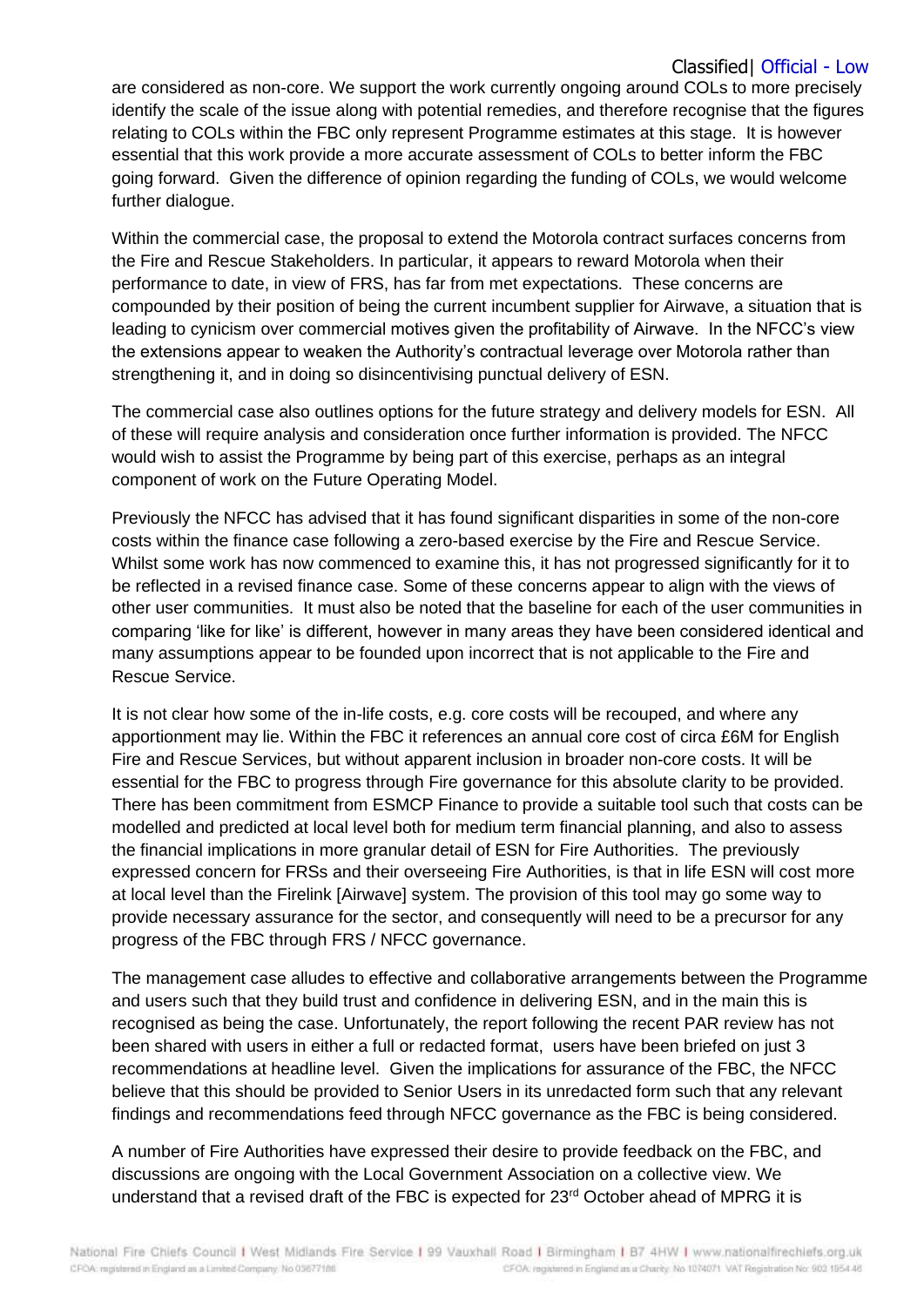are considered as non-core. We support the work currently ongoing around COLs to more precisely identify the scale of the issue along with potential remedies, and therefore recognise that the figures relating to COLs within the FBC only represent Programme estimates at this stage. It is however essential that this work provide a more accurate assessment of COLs to better inform the FBC going forward. Given the difference of opinion regarding the funding of COLs, we would welcome further dialogue.

Within the commercial case, the proposal to extend the Motorola contract surfaces concerns from the Fire and Rescue Stakeholders. In particular, it appears to reward Motorola when their performance to date, in view of FRS, has far from met expectations. These concerns are compounded by their position of being the current incumbent supplier for Airwave, a situation that is leading to cynicism over commercial motives given the profitability of Airwave. In the NFCC's view the extensions appear to weaken the Authority's contractual leverage over Motorola rather than strengthening it, and in doing so disincentivising punctual delivery of ESN.

The commercial case also outlines options for the future strategy and delivery models for ESN. All of these will require analysis and consideration once further information is provided. The NFCC would wish to assist the Programme by being part of this exercise, perhaps as an integral component of work on the Future Operating Model.

Previously the NFCC has advised that it has found significant disparities in some of the non-core costs within the finance case following a zero-based exercise by the Fire and Rescue Service. Whilst some work has now commenced to examine this, it has not progressed significantly for it to be reflected in a revised finance case. Some of these concerns appear to align with the views of other user communities. It must also be noted that the baseline for each of the user communities in comparing 'like for like' is different, however in many areas they have been considered identical and many assumptions appear to be founded upon incorrect that is not applicable to the Fire and Rescue Service.

It is not clear how some of the in-life costs, e.g. core costs will be recouped, and where any apportionment may lie. Within the FBC it references an annual core cost of circa £6M for English Fire and Rescue Services, but without apparent inclusion in broader non-core costs. It will be essential for the FBC to progress through Fire governance for this absolute clarity to be provided. There has been commitment from ESMCP Finance to provide a suitable tool such that costs can be modelled and predicted at local level both for medium term financial planning, and also to assess the financial implications in more granular detail of ESN for Fire Authorities. The previously expressed concern for FRSs and their overseeing Fire Authorities, is that in life ESN will cost more at local level than the Firelink [Airwave] system. The provision of this tool may go some way to provide necessary assurance for the sector, and consequently will need to be a precursor for any progress of the FBC through FRS / NFCC governance.

The management case alludes to effective and collaborative arrangements between the Programme and users such that they build trust and confidence in delivering ESN, and in the main this is recognised as being the case. Unfortunately, the report following the recent PAR review has not been shared with users in either a full or redacted format, users have been briefed on just 3 recommendations at headline level. Given the implications for assurance of the FBC, the NFCC believe that this should be provided to Senior Users in its unredacted form such that any relevant findings and recommendations feed through NFCC governance as the FBC is being considered.

A number of Fire Authorities have expressed their desire to provide feedback on the FBC, and discussions are ongoing with the Local Government Association on a collective view. We understand that a revised draft of the FBC is expected for 23rd October ahead of MPRG it is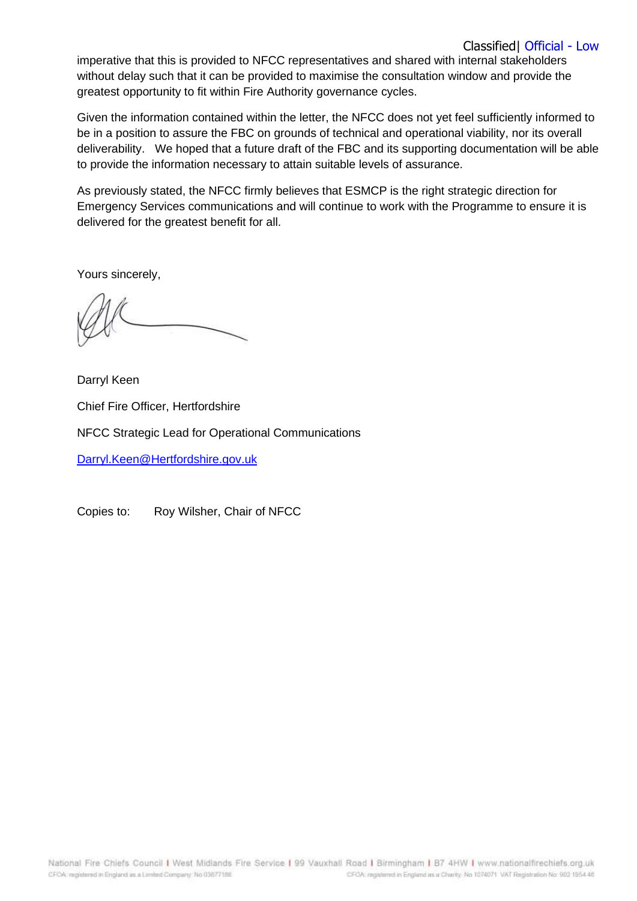imperative that this is provided to NFCC representatives and shared with internal stakeholders without delay such that it can be provided to maximise the consultation window and provide the greatest opportunity to fit within Fire Authority governance cycles.

Given the information contained within the letter, the NFCC does not yet feel sufficiently informed to be in a position to assure the FBC on grounds of technical and operational viability, nor its overall deliverability. We hoped that a future draft of the FBC and its supporting documentation will be able to provide the information necessary to attain suitable levels of assurance.

As previously stated, the NFCC firmly believes that ESMCP is the right strategic direction for Emergency Services communications and will continue to work with the Programme to ensure it is delivered for the greatest benefit for all.

Yours sincerely,

Darryl Keen

Chief Fire Officer, Hertfordshire

NFCC Strategic Lead for Operational Communications

[Darryl.Keen@Hertfordshire.gov.uk](mailto:Darryl.Keen@Hertfordshire.gov.uk)

Copies to: Roy Wilsher, Chair of NFCC